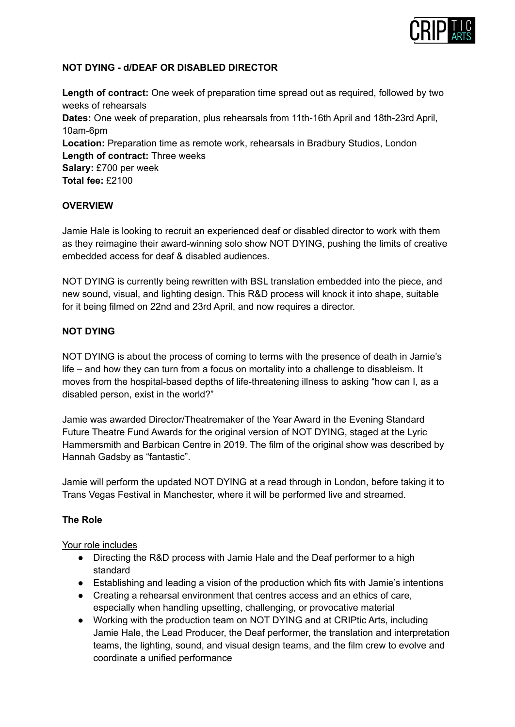**NOT DYING - d/DEAF OR DISABLED DIRECTOR**

**Length of contract:** One week of preparation time spread out as required, followed by two weeks of rehearsals
**Dates:** One week of preparation, plus rehearsals from 11th-16th April and 18th-23rd April, 10am-6pm
**Location:** Preparation time as remote work, rehearsals in Bradbury Studios, London
**Length of contract:** Three weeks
**Salary:** £700 per week
**Total fee:** £2100

**OVERVIEW**

Jamie Hale is looking to recruit an experienced deaf or disabled director to work with them as they reimagine their award-winning solo show NOT DYING, pushing the limits of creative embedded access for deaf & disabled audiences.

NOT DYING is currently being rewritten with BSL translation embedded into the piece, and new sound, visual, and lighting design. This R&D process will knock it into shape, suitable for it being filmed on 22nd and 23rd April, and now requires a director.

**NOT DYING**

NOT DYING is about the process of coming to terms with the presence of death in Jamie's life – and how they can turn from a focus on mortality into a challenge to disableism. It moves from the hospital-based depths of life-threatening illness to asking "how can I, as a disabled person, exist in the world?"

Jamie was awarded Director/Theatremaker of the Year Award in the Evening Standard Future Theatre Fund Awards for the original version of NOT DYING, staged at the Lyric Hammersmith and Barbican Centre in 2019. The film of the original show was described by Hannah Gadsby as "fantastic".

Jamie will perform the updated NOT DYING at a read through in London, before taking it to Trans Vegas Festival in Manchester, where it will be performed live and streamed.

**The Role**

Your role includes

- Directing the R&D process with Jamie Hale and the Deaf performer to a high standard
- Establishing and leading a vision of the production which fits with Jamie's intentions
- Creating a rehearsal environment that centres access and an ethics of care, especially when handling upsetting, challenging, or provocative material
- Working with the production team on NOT DYING and at CRIPtic Arts, including Jamie Hale, the Lead Producer, the Deaf performer, the translation and interpretation teams, the lighting, sound, and visual design teams, and the film crew to evolve and coordinate a unified performance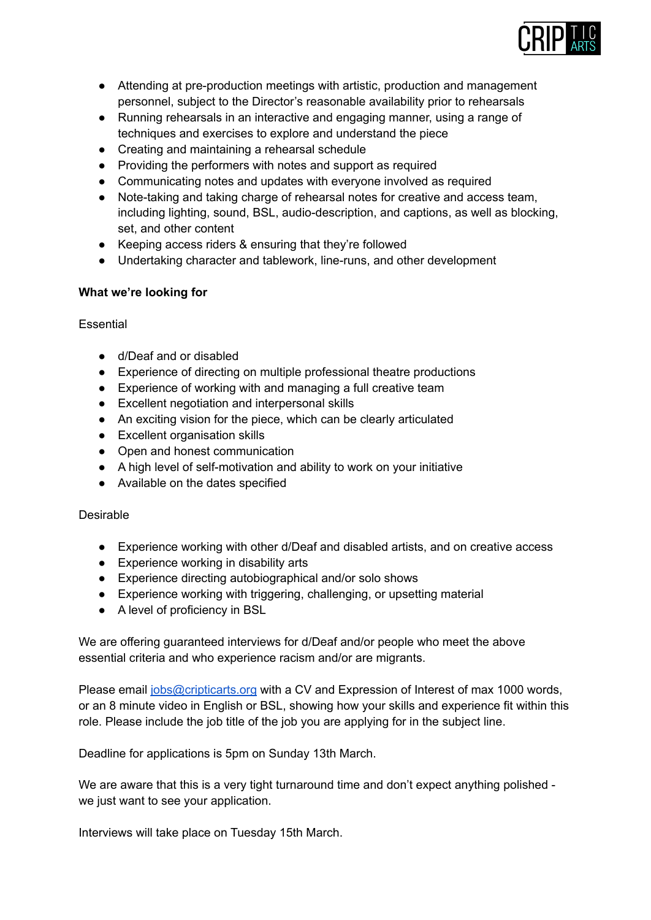- Attending at pre-production meetings with artistic, production and management personnel, subject to the Director's reasonable availability prior to rehearsals
- Running rehearsals in an interactive and engaging manner, using a range of techniques and exercises to explore and understand the piece
- Creating and maintaining a rehearsal schedule
- Providing the performers with notes and support as required
- Communicating notes and updates with everyone involved as required
- Note-taking and taking charge of rehearsal notes for creative and access team, including lighting, sound, BSL, audio-description, and captions, as well as blocking, set, and other content
- Keeping access riders & ensuring that they're followed
- Undertaking character and tablework, line-runs, and other development

**What we're looking for**

Essential

- d/Deaf and or disabled
- Experience of directing on multiple professional theatre productions
- Experience of working with and managing a full creative team
- Excellent negotiation and interpersonal skills
- An exciting vision for the piece, which can be clearly articulated
- Excellent organisation skills
- Open and honest communication
- A high level of self-motivation and ability to work on your initiative
- Available on the dates specified

Desirable

- Experience working with other d/Deaf and disabled artists, and on creative access
- Experience working in disability arts
- Experience directing autobiographical and/or solo shows
- Experience working with triggering, challenging, or upsetting material
- A level of proficiency in BSL

We are offering guaranteed interviews for d/Deaf and/or people who meet the above essential criteria and who experience racism and/or are migrants.

Please email [jobs@cripticarts.org](mailto:jobs@cripticarts.org) with a CV and Expression of Interest of max 1000 words, or an 8 minute video in English or BSL, showing how your skills and experience fit within this role. Please include the job title of the job you are applying for in the subject line.

Deadline for applications is 5pm on Sunday 13th March.

We are aware that this is a very tight turnaround time and don't expect anything polished - we just want to see your application.

Interviews will take place on Tuesday 15th March.